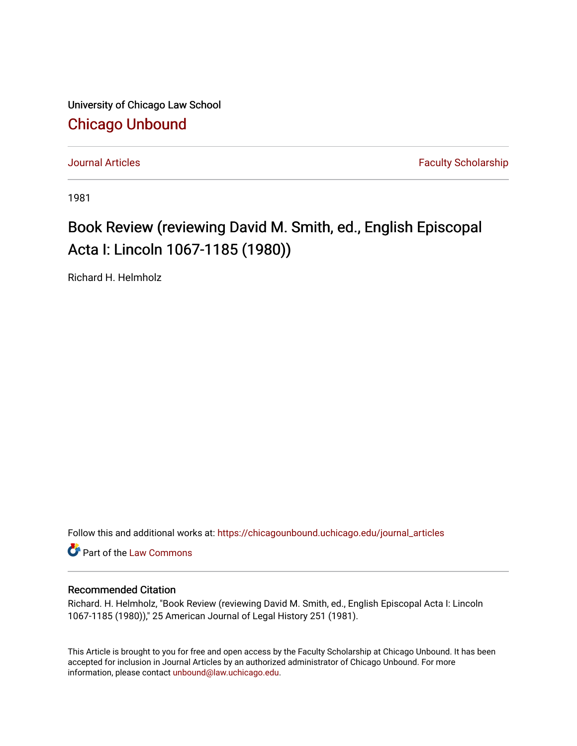University of Chicago Law School

Chicago Unbound

Journal Articles | Faculty Scholarship

1981

# Book Review (reviewing David M. Smith, ed., English Episcopal Acta I: Lincoln 1067-1185 (1980))

Richard H. Helmholz

Follow this and additional works at: https://chicagounbound.uchicago.edu/journal_articles

Part of the Law Commons

## Recommended Citation

Richard. H. Helmholz, "Book Review (reviewing David M. Smith, ed., English Episcopal Acta I: Lincoln 1067-1185 (1980))," 25 American Journal of Legal History 251 (1981).

This Article is brought to you for free and open access by the Faculty Scholarship at Chicago Unbound. It has been accepted for inclusion in Journal Articles by an authorized administrator of Chicago Unbound. For more information, please contact unbound@law.uchicago.edu.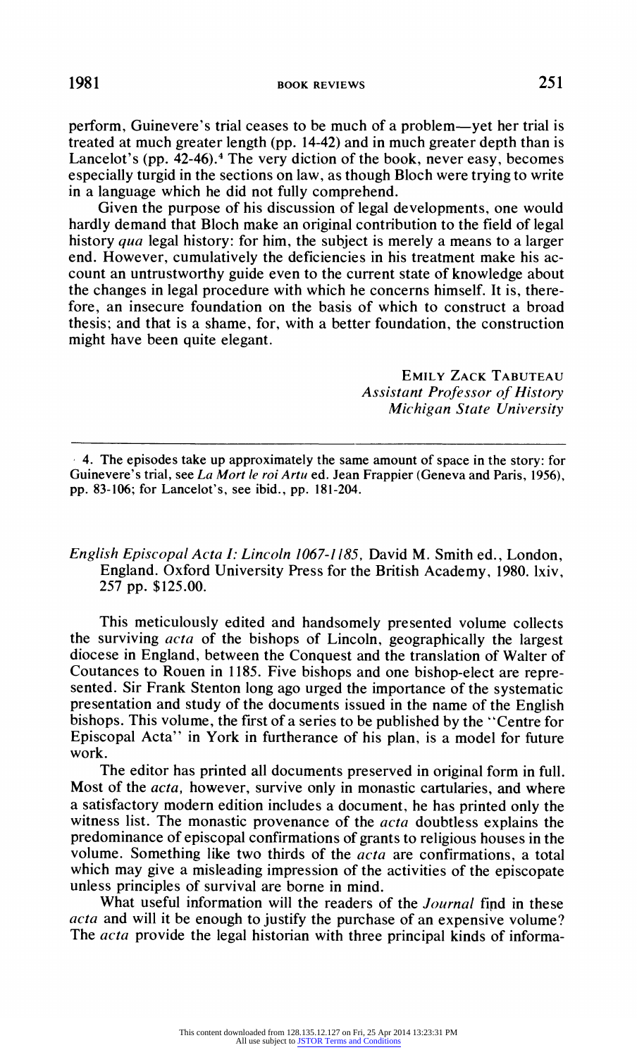perform, Guinevere's trial ceases to be much of a problem—yet her trial is treated at much greater length (pp. 14-42) and in much greater depth than is Lancelot's (pp. 42-46).[4] The very diction of the book, never easy, becomes especially turgid in the sections on law, as though Bloch were trying to write in a language which he did not fully comprehend.

Given the purpose of his discussion of legal developments, one would hardly demand that Bloch make an original contribution to the field of legal history *qua* legal history: for him, the subject is merely a means to a larger end. However, cumulatively the deficiencies in his treatment make his account an untrustworthy guide even to the current state of knowledge about the changes in legal procedure with which he concerns himself. It is, therefore, an insecure foundation on the basis of which to construct a broad thesis; and that is a shame, for, with a better foundation, the construction might have been quite elegant.

EMILY ZACK TABUTEAU
*Assistant Professor of History*
*Michigan State University*

---

4. The episodes take up approximately the same amount of space in the story: for Guinevere's trial, see *La Mort le roi Artu* ed. Jean Frappier (Geneva and Paris, 1956), pp. 83-106; for Lancelot's, see ibid., pp. 181-204.

*English Episcopal Acta I: Lincoln 1067-1185*, David M. Smith ed., London, England. Oxford University Press for the British Academy, 1980. lxiv, 257 pp. $125.00.

This meticulously edited and handsomely presented volume collects the surviving *acta* of the bishops of Lincoln, geographically the largest diocese in England, between the Conquest and the translation of Walter of Coutances to Rouen in 1185. Five bishops and one bishop-elect are represented. Sir Frank Stenton long ago urged the importance of the systematic presentation and study of the documents issued in the name of the English bishops. This volume, the first of a series to be published by the "Centre for Episcopal Acta" in York in furtherance of his plan, is a model for future work.

The editor has printed all documents preserved in original form in full. Most of the *acta*, however, survive only in monastic cartularies, and where a satisfactory modern edition includes a document, he has printed only the witness list. The monastic provenance of the *acta* doubtless explains the predominance of episcopal confirmations of grants to religious houses in the volume. Something like two thirds of the *acta* are confirmations, a total which may give a misleading impression of the activities of the episcopate unless principles of survival are borne in mind.

What useful information will the readers of the *Journal* find in these *acta* and will it be enough to justify the purchase of an expensive volume? The *acta* provide the legal historian with three principal kinds of informa-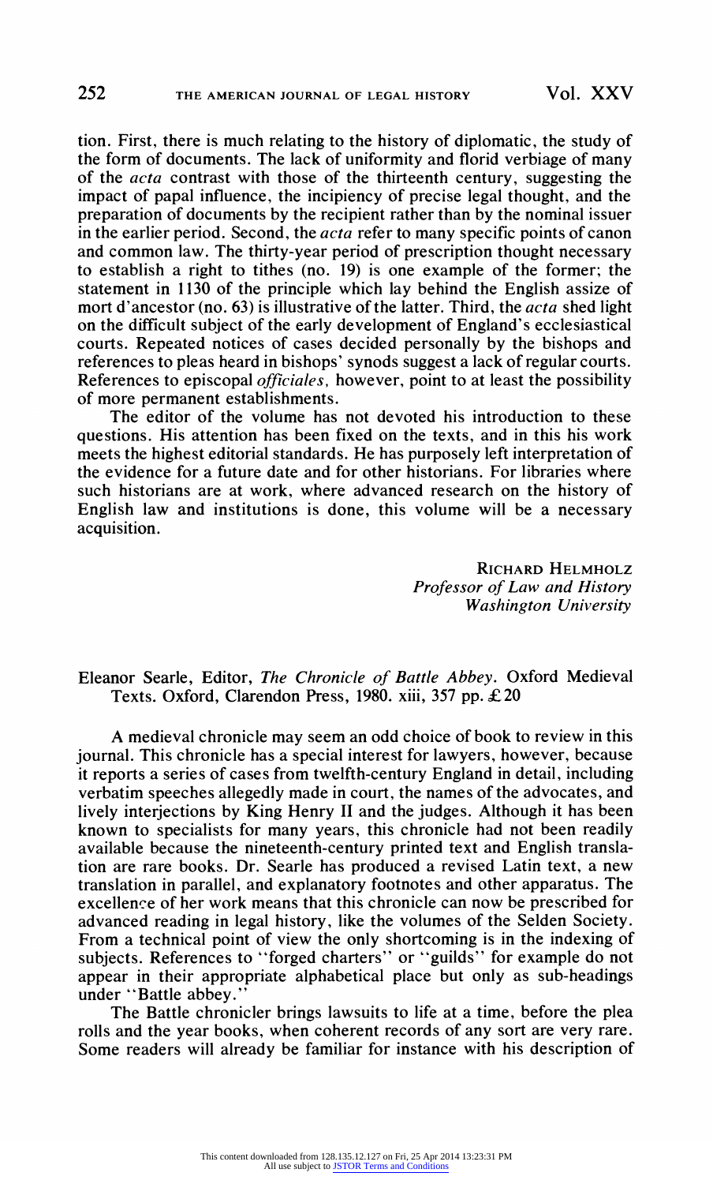tion. First, there is much relating to the history of diplomatic, the study of the form of documents. The lack of uniformity and florid verbiage of many of the *acta* contrast with those of the thirteenth century, suggesting the impact of papal influence, the incipiency of precise legal thought, and the preparation of documents by the recipient rather than by the nominal issuer in the earlier period. Second, the *acta* refer to many specific points of canon and common law. The thirty-year period of prescription thought necessary to establish a right to tithes (no. 19) is one example of the former; the statement in 1130 of the principle which lay behind the English assize of mort d'ancestor (no. 63) is illustrative of the latter. Third, the *acta* shed light on the difficult subject of the early development of England's ecclesiastical courts. Repeated notices of cases decided personally by the bishops and references to pleas heard in bishops' synods suggest a lack of regular courts. References to episcopal *officiales*, however, point to at least the possibility of more permanent establishments.

The editor of the volume has not devoted his introduction to these questions. His attention has been fixed on the texts, and in this his work meets the highest editorial standards. He has purposely left interpretation of the evidence for a future date and for other historians. For libraries where such historians are at work, where advanced research on the history of English law and institutions is done, this volume will be a necessary acquisition.

RICHARD HELMHOLZ
*Professor of Law and History*
*Washington University*

Eleanor Searle, Editor, *The Chronicle of Battle Abbey*. Oxford Medieval Texts. Oxford, Clarendon Press, 1980. xiii, 357 pp. £20

A medieval chronicle may seem an odd choice of book to review in this journal. This chronicle has a special interest for lawyers, however, because it reports a series of cases from twelfth-century England in detail, including verbatim speeches allegedly made in court, the names of the advocates, and lively interjections by King Henry II and the judges. Although it has been known to specialists for many years, this chronicle had not been readily available because the nineteenth-century printed text and English translation are rare books. Dr. Searle has produced a revised Latin text, a new translation in parallel, and explanatory footnotes and other apparatus. The excellence of her work means that this chronicle can now be prescribed for advanced reading in legal history, like the volumes of the Selden Society. From a technical point of view the only shortcoming is in the indexing of subjects. References to "forged charters" or "guilds" for example do not appear in their appropriate alphabetical place but only as sub-headings under "Battle abbey."

The Battle chronicler brings lawsuits to life at a time, before the plea rolls and the year books, when coherent records of any sort are very rare. Some readers will already be familiar for instance with his description of